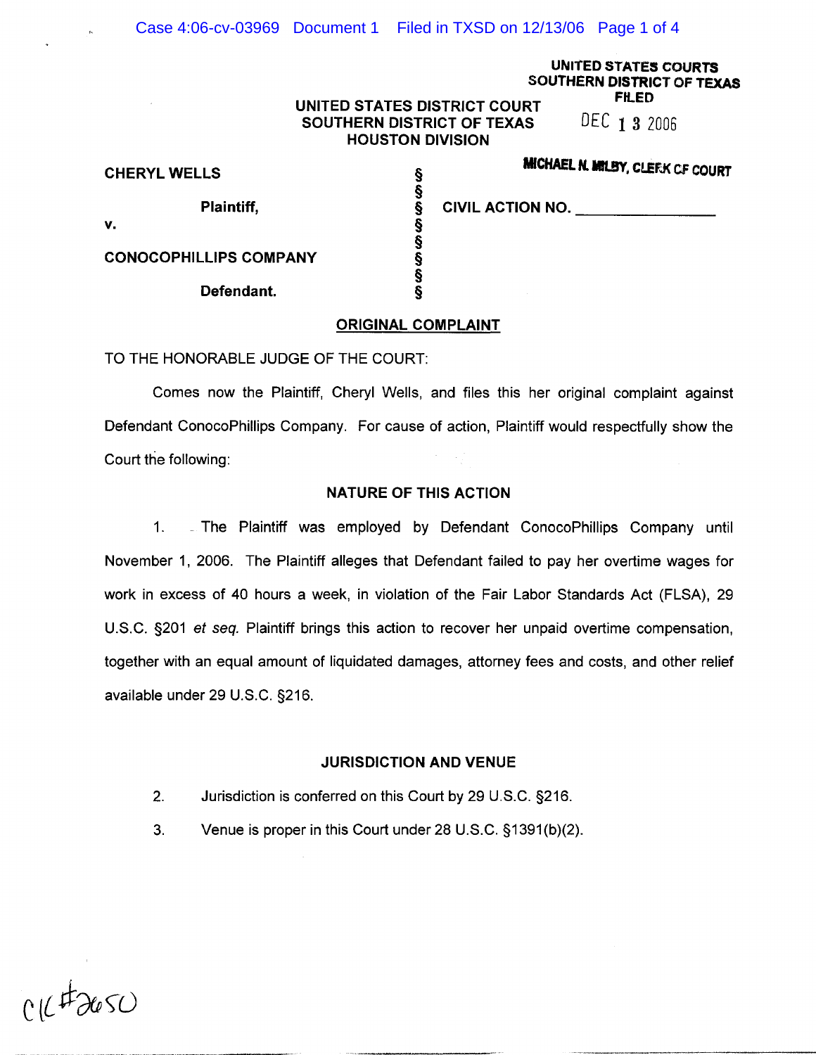UNITED STATES COURTS
SOUTHERN DISTRICT OF TEXAS
FILED

DEC 13 2006

MICHAEL N. MILBY, CLERK OF COURT

UNITED STATES DISTRICT COURT
SOUTHERN DISTRICT OF TEXAS
HOUSTON DIVISION

| | | |
|---|---|---|
| CHERYL WELLS | § | |
| | § | |
| Plaintiff, | § | CIVIL ACTION NO. _______________ |
| v. | § | |
| | § | |
| CONOCOPHILLIPS COMPANY | § | |
| | § | |
| Defendant. | § | |

## ORIGINAL COMPLAINT

TO THE HONORABLE JUDGE OF THE COURT:

Comes now the Plaintiff, Cheryl Wells, and files this her original complaint against Defendant ConocoPhillips Company. For cause of action, Plaintiff would respectfully show the Court the following:

### NATURE OF THIS ACTION

1. The Plaintiff was employed by Defendant ConocoPhillips Company until November 1, 2006. The Plaintiff alleges that Defendant failed to pay her overtime wages for work in excess of 40 hours a week, in violation of the Fair Labor Standards Act (FLSA), 29 U.S.C. §201 *et seq.* Plaintiff brings this action to recover her unpaid overtime compensation, together with an equal amount of liquidated damages, attorney fees and costs, and other relief available under 29 U.S.C. §216.

### JURISDICTION AND VENUE

2. Jurisdiction is conferred on this Court by 29 U.S.C. §216.

3. Venue is proper in this Court under 28 U.S.C. §1391(b)(2).

CIC #2650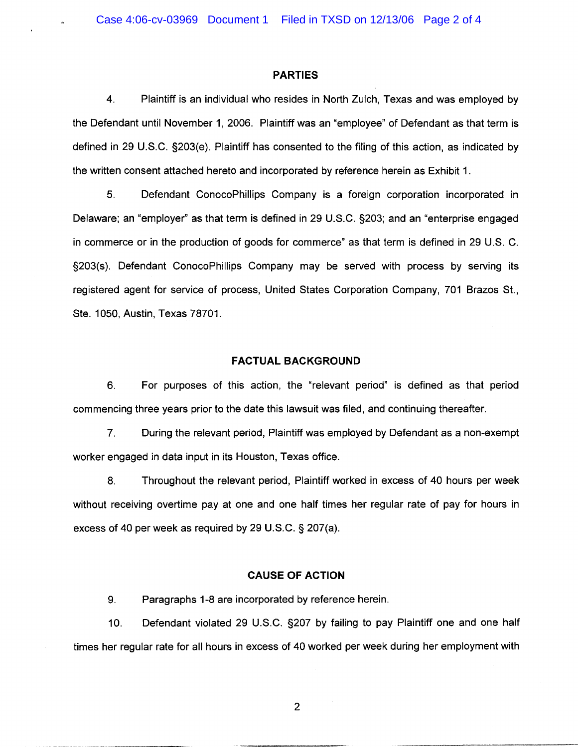## PARTIES

4. Plaintiff is an individual who resides in North Zulch, Texas and was employed by the Defendant until November 1, 2006. Plaintiff was an "employee" of Defendant as that term is defined in 29 U.S.C. §203(e). Plaintiff has consented to the filing of this action, as indicated by the written consent attached hereto and incorporated by reference herein as Exhibit 1.

5. Defendant ConocoPhillips Company is a foreign corporation incorporated in Delaware; an "employer" as that term is defined in 29 U.S.C. §203; and an "enterprise engaged in commerce or in the production of goods for commerce" as that term is defined in 29 U.S. C. §203(s). Defendant ConocoPhillips Company may be served with process by serving its registered agent for service of process, United States Corporation Company, 701 Brazos St., Ste. 1050, Austin, Texas 78701.

## FACTUAL BACKGROUND

6. For purposes of this action, the "relevant period" is defined as that period commencing three years prior to the date this lawsuit was filed, and continuing thereafter.

7. During the relevant period, Plaintiff was employed by Defendant as a non-exempt worker engaged in data input in its Houston, Texas office.

8. Throughout the relevant period, Plaintiff worked in excess of 40 hours per week without receiving overtime pay at one and one half times her regular rate of pay for hours in excess of 40 per week as required by 29 U.S.C. § 207(a).

## CAUSE OF ACTION

9. Paragraphs 1-8 are incorporated by reference herein.

10. Defendant violated 29 U.S.C. §207 by failing to pay Plaintiff one and one half times her regular rate for all hours in excess of 40 worked per week during her employment with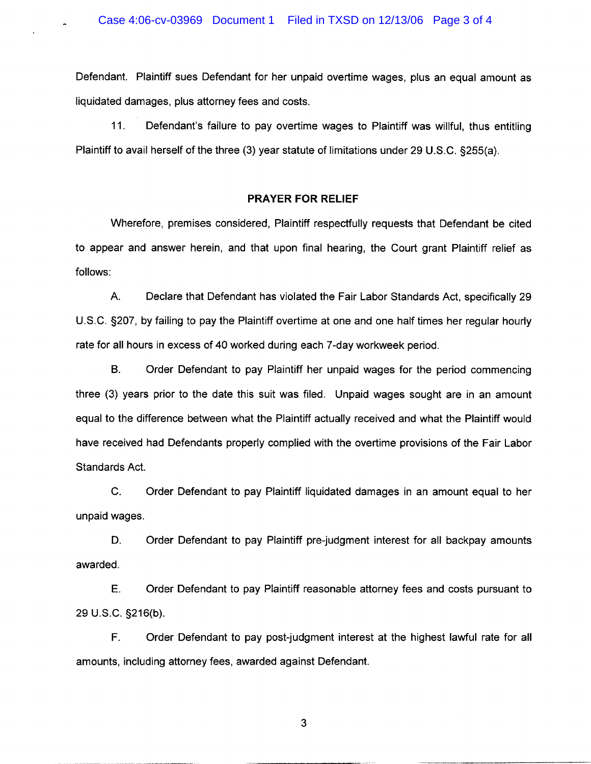Defendant. Plaintiff sues Defendant for her unpaid overtime wages, plus an equal amount as liquidated damages, plus attorney fees and costs.

11. Defendant's failure to pay overtime wages to Plaintiff was willful, thus entitling Plaintiff to avail herself of the three (3) year statute of limitations under 29 U.S.C. §255(a).

## PRAYER FOR RELIEF

Wherefore, premises considered, Plaintiff respectfully requests that Defendant be cited to appear and answer herein, and that upon final hearing, the Court grant Plaintiff relief as follows:

A. Declare that Defendant has violated the Fair Labor Standards Act, specifically 29 U.S.C. §207, by failing to pay the Plaintiff overtime at one and one half times her regular hourly rate for all hours in excess of 40 worked during each 7-day workweek period.

B. Order Defendant to pay Plaintiff her unpaid wages for the period commencing three (3) years prior to the date this suit was filed. Unpaid wages sought are in an amount equal to the difference between what the Plaintiff actually received and what the Plaintiff would have received had Defendants properly complied with the overtime provisions of the Fair Labor Standards Act.

C. Order Defendant to pay Plaintiff liquidated damages in an amount equal to her unpaid wages.

D. Order Defendant to pay Plaintiff pre-judgment interest for all backpay amounts awarded.

E. Order Defendant to pay Plaintiff reasonable attorney fees and costs pursuant to 29 U.S.C. §216(b).

F. Order Defendant to pay post-judgment interest at the highest lawful rate for all amounts, including attorney fees, awarded against Defendant.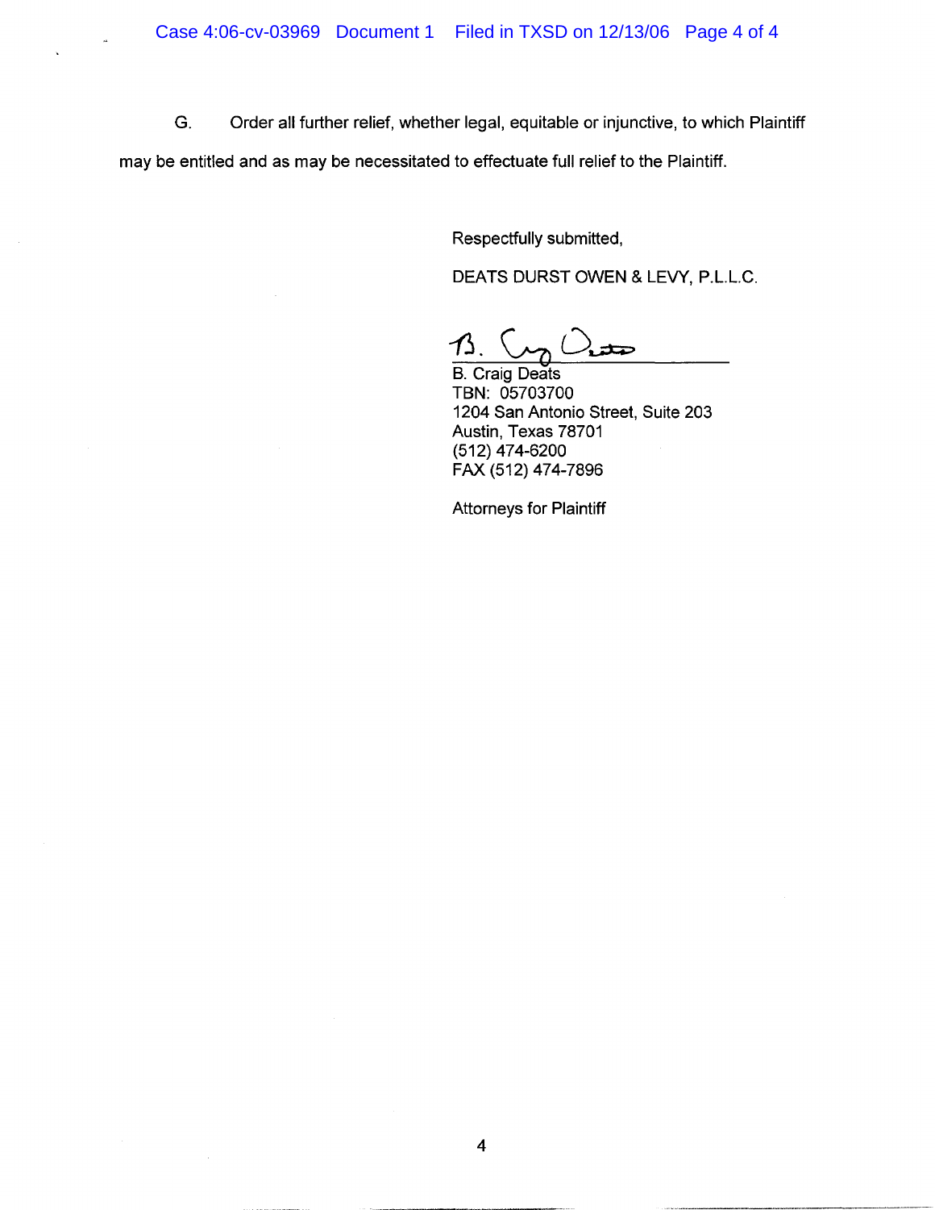G. Order all further relief, whether legal, equitable or injunctive, to which Plaintiff may be entitled and as may be necessitated to effectuate full relief to the Plaintiff.

Respectfully submitted,

DEATS DURST OWEN & LEVY, P.L.L.C.

B. Craig Deats
TBN: 05703700
1204 San Antonio Street, Suite 203
Austin, Texas 78701
(512) 474-6200
FAX (512) 474-7896

Attorneys for Plaintiff